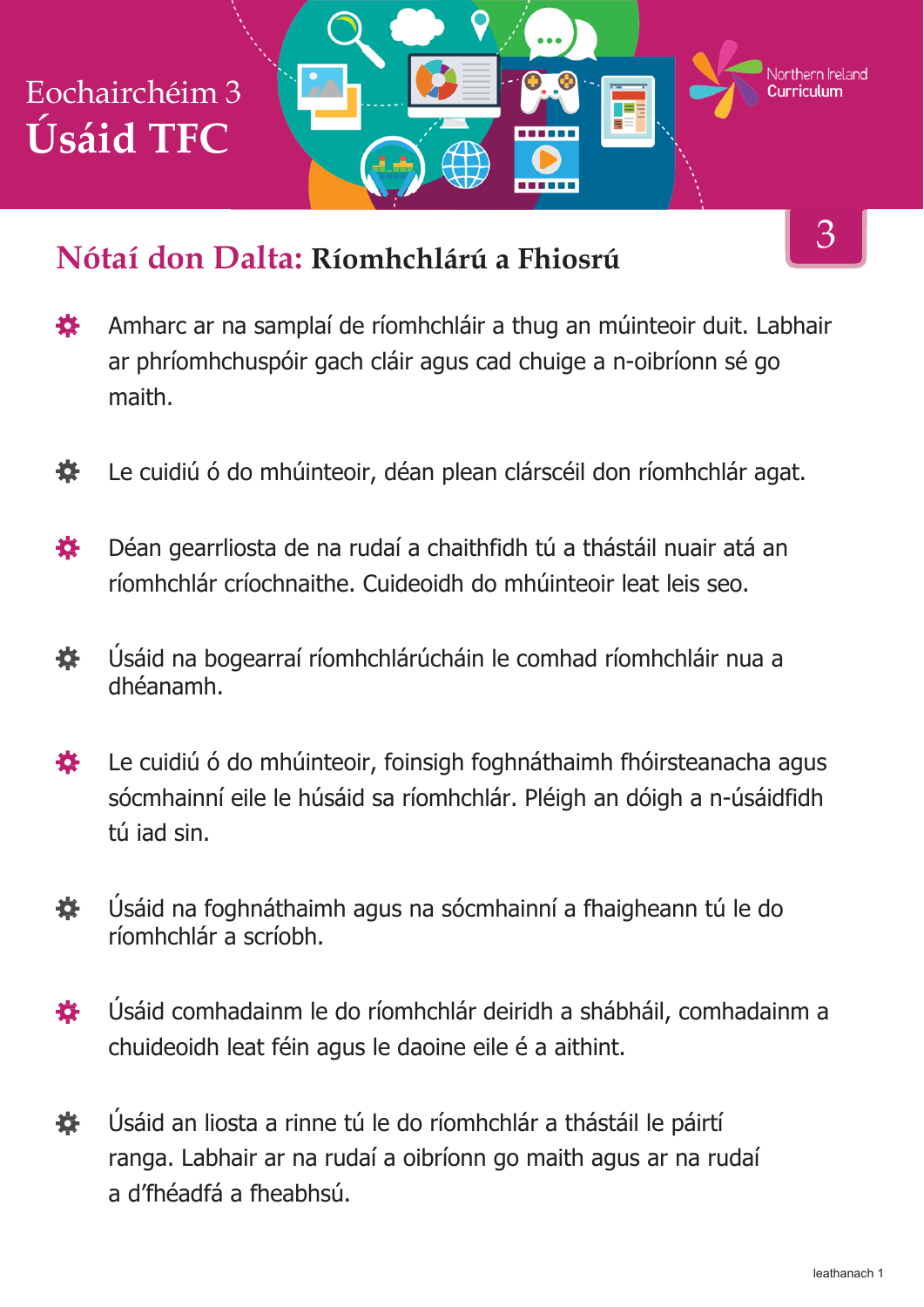# Eochairchéim 3
# Úsáid TFC

3

## Nótaí don Dalta: Ríomhchlárú a Fhiosrú

- Amharc ar na samplaí de ríomhchláir a thug an múinteoir duit. Labhair ar phríomhchuspóir gach cláir agus cad chuige a n-oibríonn sé go maith.
- Le cuidiú ó do mhúinteoir, déan plean clárscéil don ríomhchlár agat.
- Déan gearrliosta de na rudaí a chaithfidh tú a thástáil nuair atá an ríomhchlár críochnaithe. Cuideoidh do mhúinteoir leat leis seo.
- Úsáid na bogearraí ríomhchlárúcháin le comhad ríomhchláir nua a dhéanamh.
- Le cuidiú ó do mhúinteoir, foinsigh foghnáthaimh fhóirsteanacha agus sócmhainní eile le húsáid sa ríomhchlár. Pléigh an dóigh a n-úsáidfidh tú iad sin.
- Úsáid na foghnáthaimh agus na sócmhainní a fhaigheann tú le do ríomhchlár a scríobh.
- Úsáid comhadainm le do ríomhchlár deiridh a shábháil, comhadainm a chuideoidh leat féin agus le daoine eile é a aithint.
- Úsáid an liosta a rinne tú le do ríomhchlár a thástáil le páirtí ranga. Labhair ar na rudaí a oibríonn go maith agus ar na rudaí a d'fhéadfá a fheabhsú.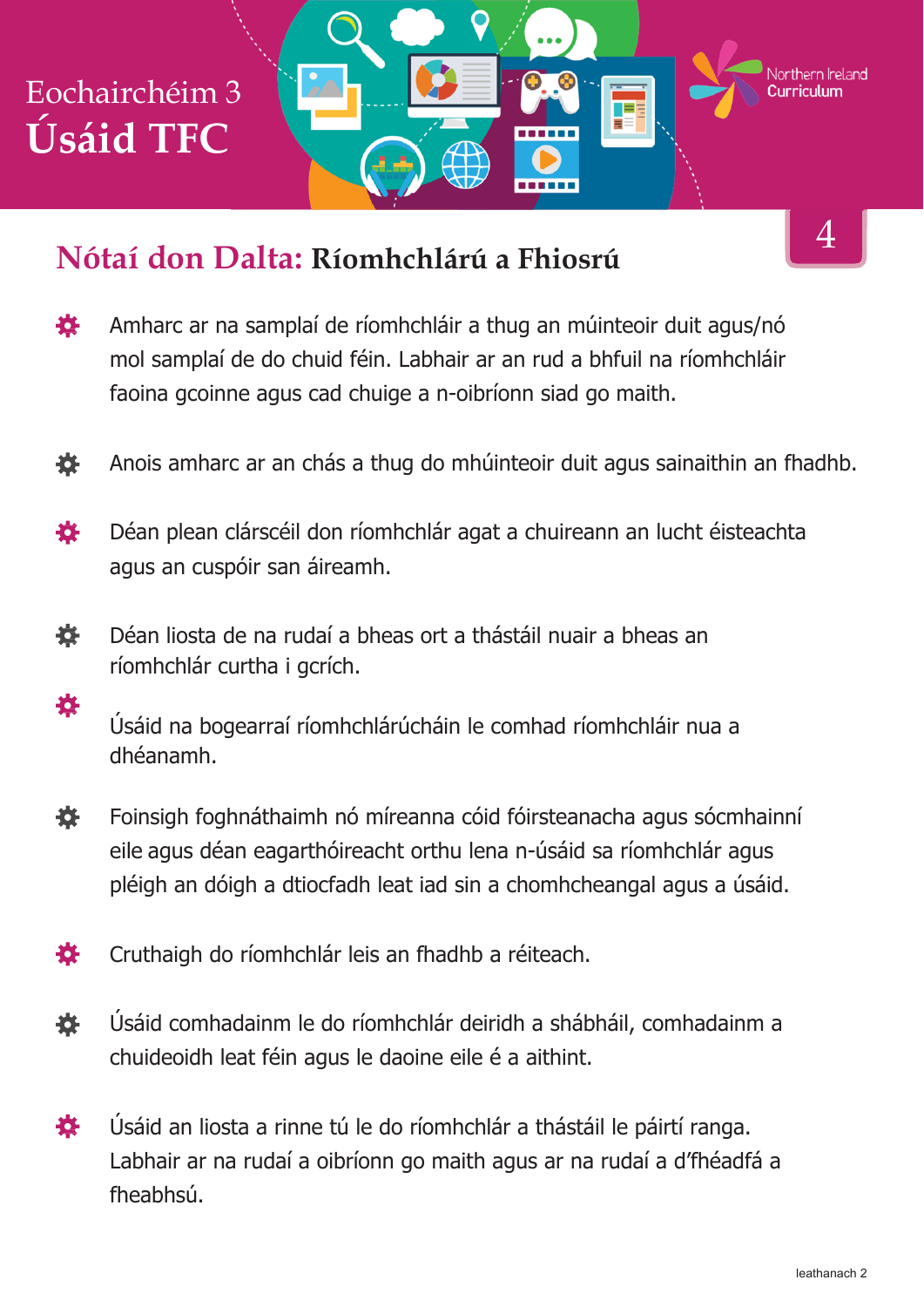# Eochairchéim 3
# Úsáid TFC

Northern Ireland Curriculum

4

## Nótaí don Dalta: Ríomhchlárú a Fhiosrú

- Amharc ar na samplaí de ríomhchláir a thug an múinteoir duit agus/nó mol samplaí de do chuid féin. Labhair ar an rud a bhfuil na ríomhchláir faoina gcoinne agus cad chuige a n-oibríonn siad go maith.
- Anois amharc ar an chás a thug do mhúinteoir duit agus sainaithin an fhadhb.
- Déan plean clárscéil don ríomhchlár agat a chuireann an lucht éisteachta agus an cuspóir san áireamh.
- Déan liosta de na rudaí a bheas ort a thástáil nuair a bheas an ríomhchlár curtha i gcrích.
- Úsáid na bogearraí ríomhchlárúcháin le comhad ríomhchláir nua a dhéanamh.
- Foinsigh foghnáthaimh nó míreanna cóid fóirsteanacha agus sócmhainní eile agus déan eagarthóireacht orthu lena n-úsáid sa ríomhchlár agus pléigh an dóigh a dtiocfadh leat iad sin a chomhcheangal agus a úsáid.
- Cruthaigh do ríomhchlár leis an fhadhb a réiteach.
- Úsáid comhadainm le do ríomhchlár deiridh a shábháil, comhadainm a chuideoidh leat féin agus le daoine eile é a aithint.
- Úsáid an liosta a rinne tú le do ríomhchlár a thástáil le páirtí ranga. Labhair ar na rudaí a oibríonn go maith agus ar na rudaí a d'fhéadfá a fheabhsú.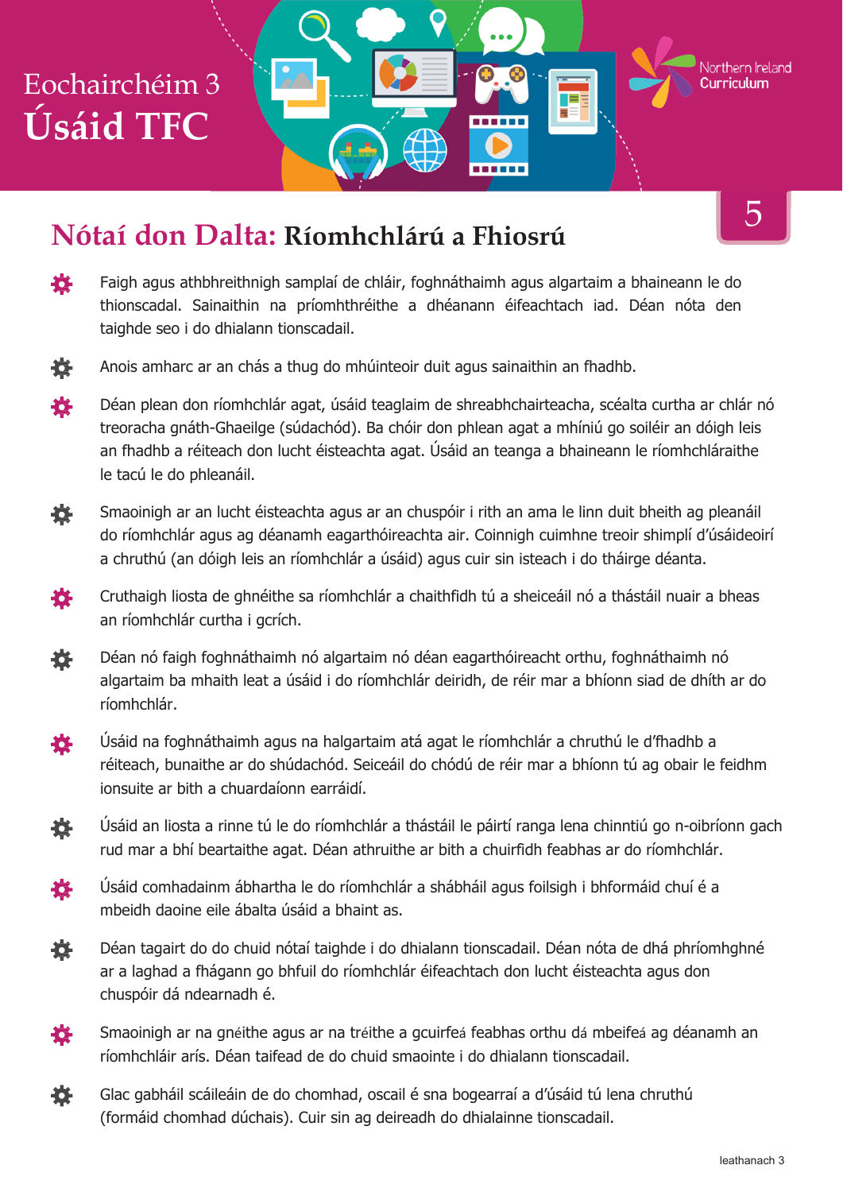# Eochairchéim 3
# Úsáid TFC

5

## Nótaí don Dalta: Ríomhchlárú a Fhiosrú

- Faigh agus athbhreithnigh samplaí de chláir, foghnáthaimh agus algartaim a bhaineann le do thionscadal. Sainaithin na príomhthréithe a dhéanann éifeachtach iad. Déan nóta den taighde seo i do dhialann tionscadail.
- Anois amharc ar an chás a thug do mhúinteoir duit agus sainaithin an fhadhb.
- Déan plean don ríomhchlár agat, úsáid teaglaim de shreabhchairteacha, scéalta curtha ar chlár nó treoracha gnáth-Ghaeilge (súdachód). Ba chóir don phlean agat a mhíniú go soiléir an dóigh leis an fhadhb a réiteach don lucht éisteachta agat. Úsáid an teanga a bhaineann le ríomhchláraithe le tacú le do phleanáil.
- Smaoinigh ar an lucht éisteachta agus ar an chuspóir i rith an ama le linn duit bheith ag pleanáil do ríomhchlár agus ag déanamh eagarthóireachta air. Coinnigh cuimhne treoir shimplí d'úsáideoirí a chruthú (an dóigh leis an ríomhchlár a úsáid) agus cuir sin isteach i do tháirge déanta.
- Cruthaigh liosta de ghnéithe sa ríomhchlár a chaithfidh tú a sheiceáil nó a thástáil nuair a bheas an ríomhchlár curtha i gcrích.
- Déan nó faigh foghnáthaimh nó algartaim nó déan eagarthóireacht orthu, foghnáthaimh nó algartaim ba mhaith leat a úsáid i do ríomhchlár deiridh, de réir mar a bhíonn siad de dhíth ar do ríomhchlár.
- Úsáid na foghnáthaimh agus na halgartaim atá agat le ríomhchlár a chruthú le d'fhadhb a réiteach, bunaithe ar do shúdachód. Seiceáil do chódú de réir mar a bhíonn tú ag obair le feidhm ionsuite ar bith a chuardaíonn earráidí.
- Úsáid an liosta a rinne tú le do ríomhchlár a thástáil le páirtí ranga lena chinntiú go n-oibríonn gach rud mar a bhí beartaithe agat. Déan athruithe ar bith a chuirfidh feabhas ar do ríomhchlár.
- Úsáid comhadainm ábhartha le do ríomhchlár a shábháil agus foilsigh i bhformáid chuí é a mbeidh daoine eile ábalta úsáid a bhaint as.
- Déan tagairt do do chuid nótaí taighde i do dhialann tionscadail. Déan nóta de dhá phríomhghné ar a laghad a fhágann go bhfuil do ríomhchlár éifeachtach don lucht éisteachta agus don chuspóir dá ndearnadh é.
- Smaoinigh ar na gnéithe agus ar na tréithe a gcuirfeá feabhas orthu dá mbeifeá ag déanamh an ríomhchláir arís. Déan taifead de do chuid smaointe i do dhialann tionscadail.
- Glac gabháil scáileáin de do chomhad, oscail é sna bogearraí a d'úsáid tú lena chruthú (formáid chomhad dúchais). Cuir sin ag deireadh do dhialainne tionscadail.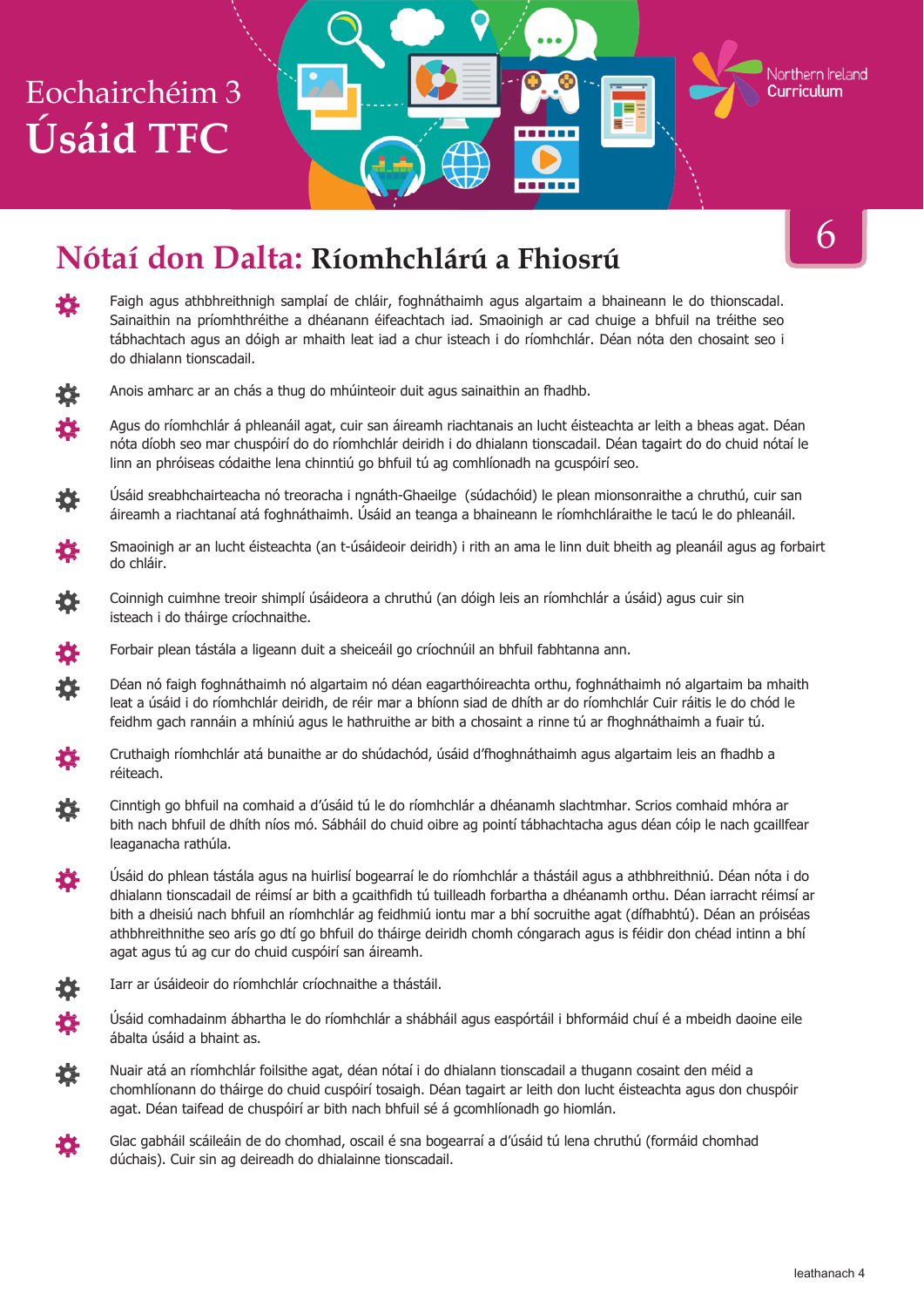# Eochairchéim 3
# Úsáid TFC

6

## Nótaí don Dalta: Ríomhchlárú a Fhiosrú

- Faigh agus athbhreithnigh samplaí de chláir, foghnáthaimh agus algartaim a bhaineann le do thionscadal. Sainaithin na príomhthréithe a dhéanann éifeachtach iad. Smaoinigh ar cad chuige a bhfuil na tréithe seo tábhachtach agus an dóigh ar mhaith leat iad a chur isteach i do ríomhchlár. Déan nóta den chosaint seo i do dhialann tionscadail.
- Anois amharc ar an chás a thug do mhúinteoir duit agus sainaithin an fhadhb.
- Agus do ríomhchlár á phleanáil agat, cuir san áireamh riachtanais an lucht éisteachta ar leith a bheas agat. Déan nóta díobh seo mar chuspóirí do do ríomhchlár deiridh i do dhialann tionscadail. Déan tagairt do do chuid nótaí le linn an phróiseas códaithe lena chinntiú go bhfuil tú ag comhlíonadh na gcuspóirí seo.
- Úsáid sreabhchairteacha nó treoracha i ngnáth-Ghaeilge (súdachóid) le plean mionsonraithe a chruthú, cuir san áireamh a riachtanaí atá foghnáthaimh. Úsáid an teanga a bhaineann le ríomhchláraithe le tacú le do phleanáil.
- Smaoinigh ar an lucht éisteachta (an t-úsáideoir deiridh) i rith an ama le linn duit bheith ag pleanáil agus ag forbairt do chláir.
- Coinnigh cuimhne treoir shimplí úsáideora a chruthú (an dóigh leis an ríomhchlár a úsáid) agus cuir sin isteach i do tháirge críochnaithe.
- Forbair plean tástála a ligeann duit a sheiceáil go críochnúil an bhfuil fabhtanna ann.
- Déan nó faigh foghnáthaimh nó algartaim nó déan eagarthóireachta orthu, foghnáthaimh nó algartaim ba mhaith leat a úsáid i do ríomhchlár deiridh, de réir mar a bhíonn siad de dhíth ar do ríomhchlár Cuir ráitis le do chód le feidhm gach rannáin a mhíniú agus le hathruithe ar bith a chosaint a rinne tú ar fhoghnáthaimh a fuair tú.
- Cruthaigh ríomhchlár atá bunaithe ar do shúdachód, úsáid d'fhoghnáthaimh agus algartaim leis an fhadhb a réiteach.
- Cinntigh go bhfuil na comhaid a d'úsáid tú le do ríomhchlár a dhéanamh slachtmhar. Scrios comhaid mhóra ar bith nach bhfuil de dhíth níos mó. Sábháil do chuid oibre ag pointí tábhachtacha agus déan cóip le nach gcaillfear leaganacha rathúla.
- Úsáid do phlean tástála agus na huirlisí bogearraí le do ríomhchlár a thástáil agus a athbhreithniú. Déan nóta i do dhialann tionscadail de réimsí ar bith a gcaithfidh tú tuilleadh forbartha a dhéanamh orthu. Déan iarracht réimsí ar bith a dheisiú nach bhfuil an ríomhchlár ag feidhmiú iontu mar a bhí socruithe agat (dífhabhtú). Déan an próiséas athbhreithnithe seo arís go dtí go bhfuil do tháirge deiridh chomh cóngarach agus is féidir don chéad intinn a bhí agat agus tú ag cur do chuid cuspóirí san áireamh.
- Iarr ar úsáideoir do ríomhchlár críochnaithe a thástáil.
- Úsáid comhadainm ábhartha le do ríomhchlár a shábháil agus easpórtáil i bhformáid chuí é a mbeidh daoine eile ábalta úsáid a bhaint as.
- Nuair atá an ríomhchlár foilsithe agat, déan nótaí i do dhialann tionscadail a thugann cosaint den méid a chomhlíonann do tháirge do chuid cuspóirí tosaigh. Déan tagairt ar leith don lucht éisteachta agus don chuspóir agat. Déan taifead de chuspóirí ar bith nach bhfuil sé á gcomhlíonadh go hiomlán.
- Glac gabháil scáileáin de do chomhad, oscail é sna bogearraí a d'úsáid tú lena chruthú (formáid chomhad dúchais). Cuir sin ag deireadh do dhialainne tionscadail.